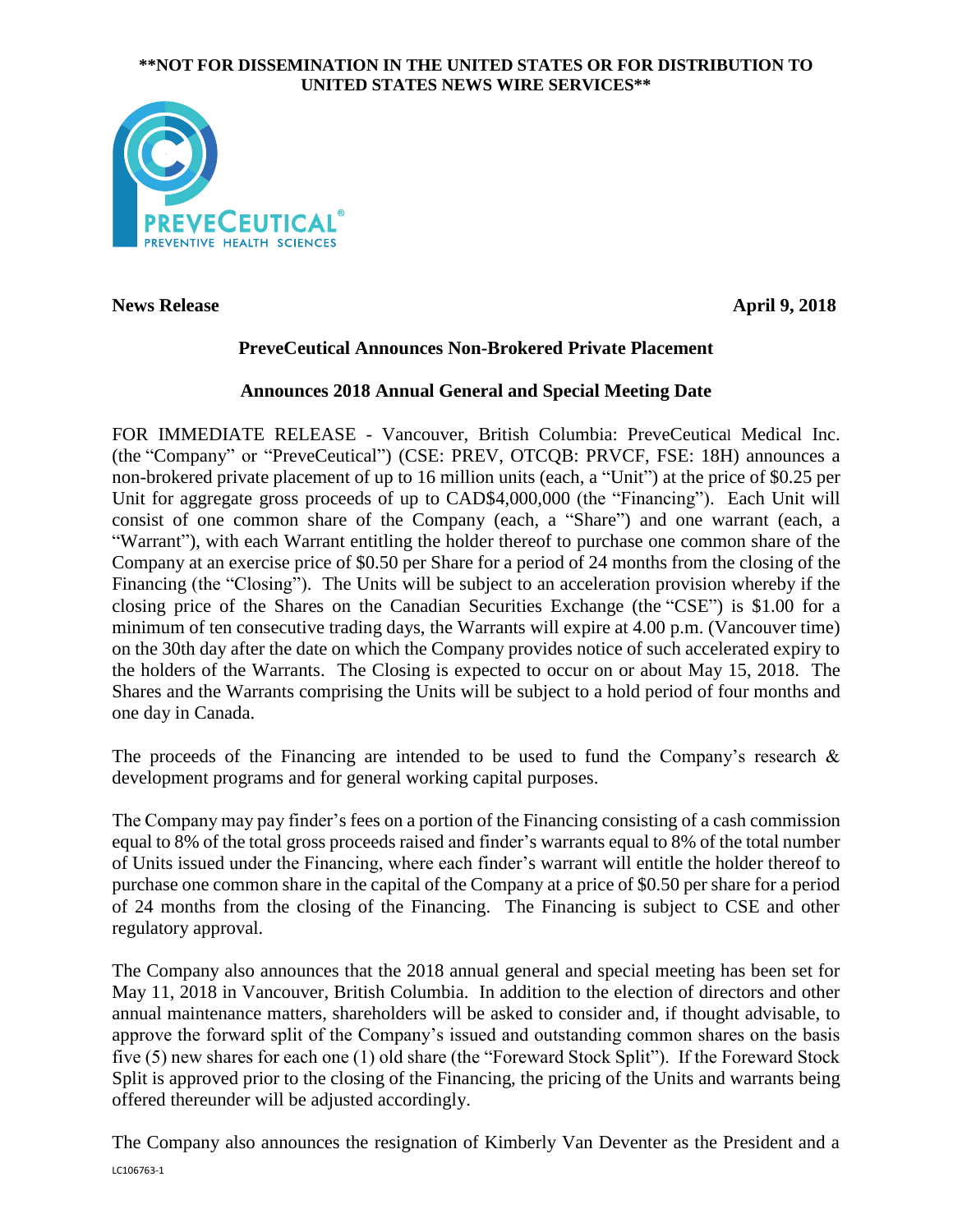**NOT FOR DISSEMINATION IN THE UNITED STATES OR FOR DISTRIBUTION TO UNITED STATES NEWS WIRE SERVICES**

PREVECEUTICAL® PREVENTIVE HEALTH SCIENCES

**News Release** **April 9, 2018**

## PreveCeutical Announces Non-Brokered Private Placement

## Announces 2018 Annual General and Special Meeting Date

FOR IMMEDIATE RELEASE - Vancouver, British Columbia: PreveCeutical Medical Inc. (the "Company" or "PreveCeutical") (CSE: PREV, OTCQB: PRVCF, FSE: 18H) announces a non-brokered private placement of up to 16 million units (each, a "Unit") at the price of $0.25 per Unit for aggregate gross proceeds of up to CAD$4,000,000 (the "Financing"). Each Unit will consist of one common share of the Company (each, a "Share") and one warrant (each, a "Warrant"), with each Warrant entitling the holder thereof to purchase one common share of the Company at an exercise price of $0.50 per Share for a period of 24 months from the closing of the Financing (the "Closing"). The Units will be subject to an acceleration provision whereby if the closing price of the Shares on the Canadian Securities Exchange (the "CSE") is $1.00 for a minimum of ten consecutive trading days, the Warrants will expire at 4.00 p.m. (Vancouver time) on the 30th day after the date on which the Company provides notice of such accelerated expiry to the holders of the Warrants. The Closing is expected to occur on or about May 15, 2018. The Shares and the Warrants comprising the Units will be subject to a hold period of four months and one day in Canada.

The proceeds of the Financing are intended to be used to fund the Company's research & development programs and for general working capital purposes.

The Company may pay finder's fees on a portion of the Financing consisting of a cash commission equal to 8% of the total gross proceeds raised and finder's warrants equal to 8% of the total number of Units issued under the Financing, where each finder's warrant will entitle the holder thereof to purchase one common share in the capital of the Company at a price of $0.50 per share for a period of 24 months from the closing of the Financing. The Financing is subject to CSE and other regulatory approval.

The Company also announces that the 2018 annual general and special meeting has been set for May 11, 2018 in Vancouver, British Columbia. In addition to the election of directors and other annual maintenance matters, shareholders will be asked to consider and, if thought advisable, to approve the forward split of the Company's issued and outstanding common shares on the basis five (5) new shares for each one (1) old share (the "Foreward Stock Split"). If the Foreward Stock Split is approved prior to the closing of the Financing, the pricing of the Units and warrants being offered thereunder will be adjusted accordingly.

The Company also announces the resignation of Kimberly Van Deventer as the President and a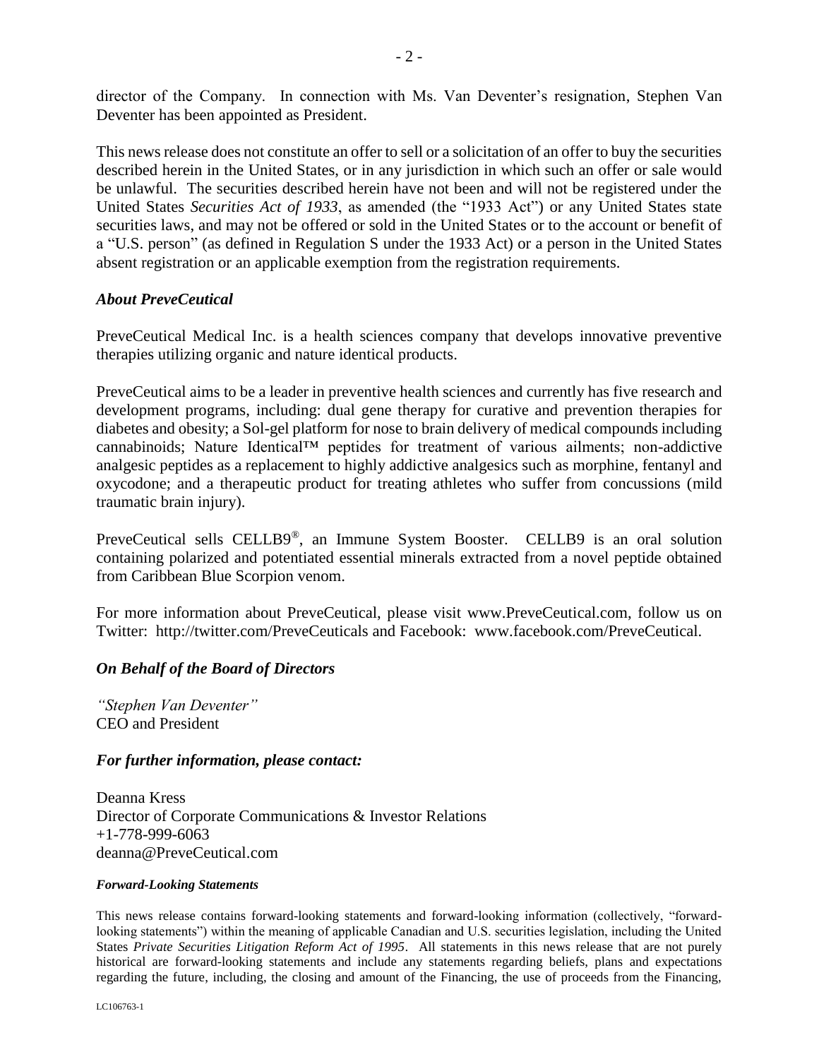director of the Company. In connection with Ms. Van Deventer's resignation, Stephen Van Deventer has been appointed as President.

This news release does not constitute an offer to sell or a solicitation of an offer to buy the securities described herein in the United States, or in any jurisdiction in which such an offer or sale would be unlawful. The securities described herein have not been and will not be registered under the United States *Securities Act of 1933*, as amended (the "1933 Act") or any United States state securities laws, and may not be offered or sold in the United States or to the account or benefit of a "U.S. person" (as defined in Regulation S under the 1933 Act) or a person in the United States absent registration or an applicable exemption from the registration requirements.

### *About PreveCeutical*

PreveCeutical Medical Inc. is a health sciences company that develops innovative preventive therapies utilizing organic and nature identical products.

PreveCeutical aims to be a leader in preventive health sciences and currently has five research and development programs, including: dual gene therapy for curative and prevention therapies for diabetes and obesity; a Sol-gel platform for nose to brain delivery of medical compounds including cannabinoids; Nature Identical™ peptides for treatment of various ailments; non-addictive analgesic peptides as a replacement to highly addictive analgesics such as morphine, fentanyl and oxycodone; and a therapeutic product for treating athletes who suffer from concussions (mild traumatic brain injury).

PreveCeutical sells CELLB9®, an Immune System Booster. CELLB9 is an oral solution containing polarized and potentiated essential minerals extracted from a novel peptide obtained from Caribbean Blue Scorpion venom.

For more information about PreveCeutical, please visit www.PreveCeutical.com, follow us on Twitter: http://twitter.com/PreveCeuticals and Facebook: www.facebook.com/PreveCeutical.

### *On Behalf of the Board of Directors*

*"Stephen Van Deventer"*
CEO and President

### *For further information, please contact:*

Deanna Kress
Director of Corporate Communications & Investor Relations
+1-778-999-6063
deanna@PreveCeutical.com

#### *Forward-Looking Statements*

This news release contains forward-looking statements and forward-looking information (collectively, "forward-looking statements") within the meaning of applicable Canadian and U.S. securities legislation, including the United States *Private Securities Litigation Reform Act of 1995*. All statements in this news release that are not purely historical are forward-looking statements and include any statements regarding beliefs, plans and expectations regarding the future, including, the closing and amount of the Financing, the use of proceeds from the Financing,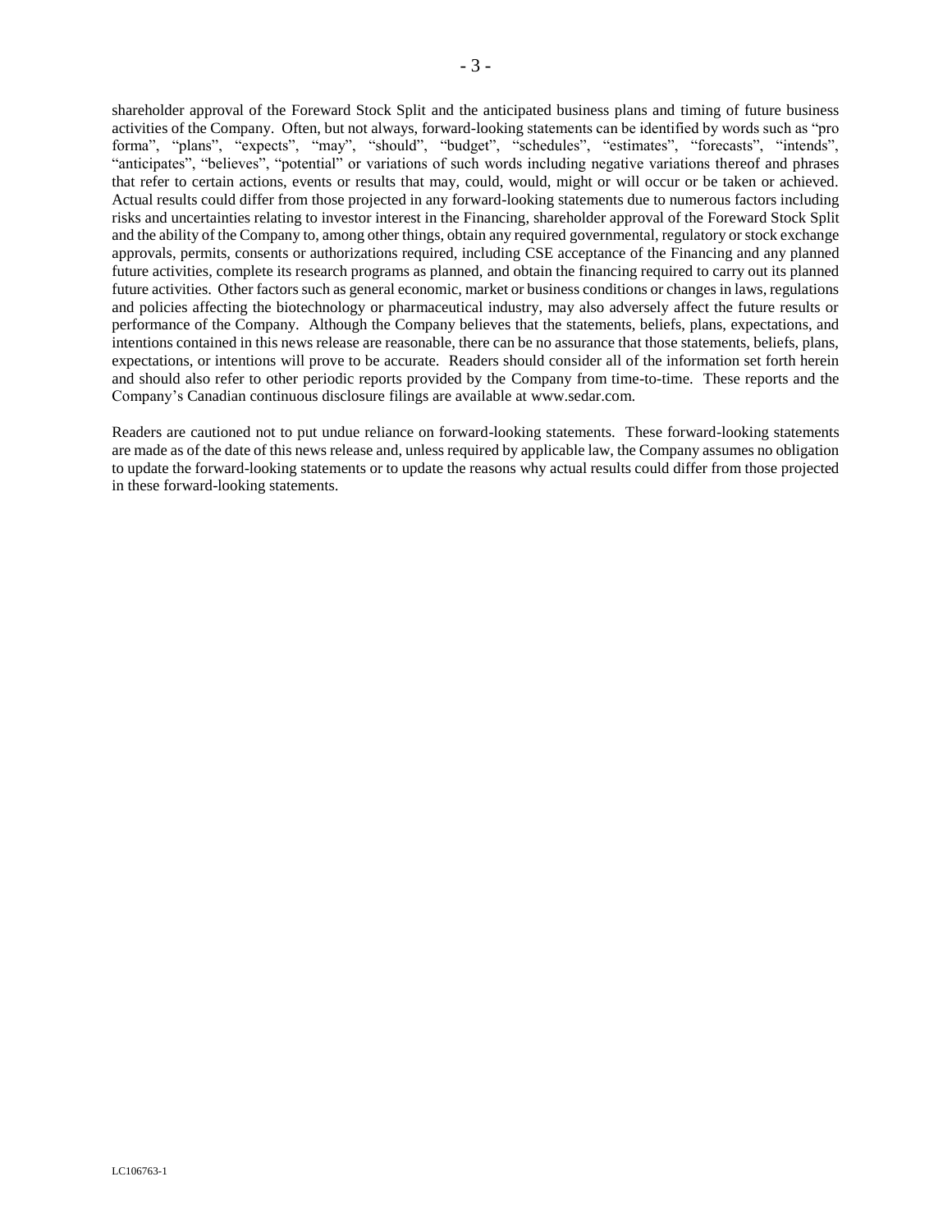shareholder approval of the Foreward Stock Split and the anticipated business plans and timing of future business activities of the Company. Often, but not always, forward-looking statements can be identified by words such as "pro forma", "plans", "expects", "may", "should", "budget", "schedules", "estimates", "forecasts", "intends", "anticipates", "believes", "potential" or variations of such words including negative variations thereof and phrases that refer to certain actions, events or results that may, could, would, might or will occur or be taken or achieved. Actual results could differ from those projected in any forward-looking statements due to numerous factors including risks and uncertainties relating to investor interest in the Financing, shareholder approval of the Foreward Stock Split and the ability of the Company to, among other things, obtain any required governmental, regulatory or stock exchange approvals, permits, consents or authorizations required, including CSE acceptance of the Financing and any planned future activities, complete its research programs as planned, and obtain the financing required to carry out its planned future activities. Other factors such as general economic, market or business conditions or changes in laws, regulations and policies affecting the biotechnology or pharmaceutical industry, may also adversely affect the future results or performance of the Company. Although the Company believes that the statements, beliefs, plans, expectations, and intentions contained in this news release are reasonable, there can be no assurance that those statements, beliefs, plans, expectations, or intentions will prove to be accurate. Readers should consider all of the information set forth herein and should also refer to other periodic reports provided by the Company from time-to-time. These reports and the Company's Canadian continuous disclosure filings are available at www.sedar.com.

Readers are cautioned not to put undue reliance on forward-looking statements. These forward-looking statements are made as of the date of this news release and, unless required by applicable law, the Company assumes no obligation to update the forward-looking statements or to update the reasons why actual results could differ from those projected in these forward-looking statements.

LC106763-1